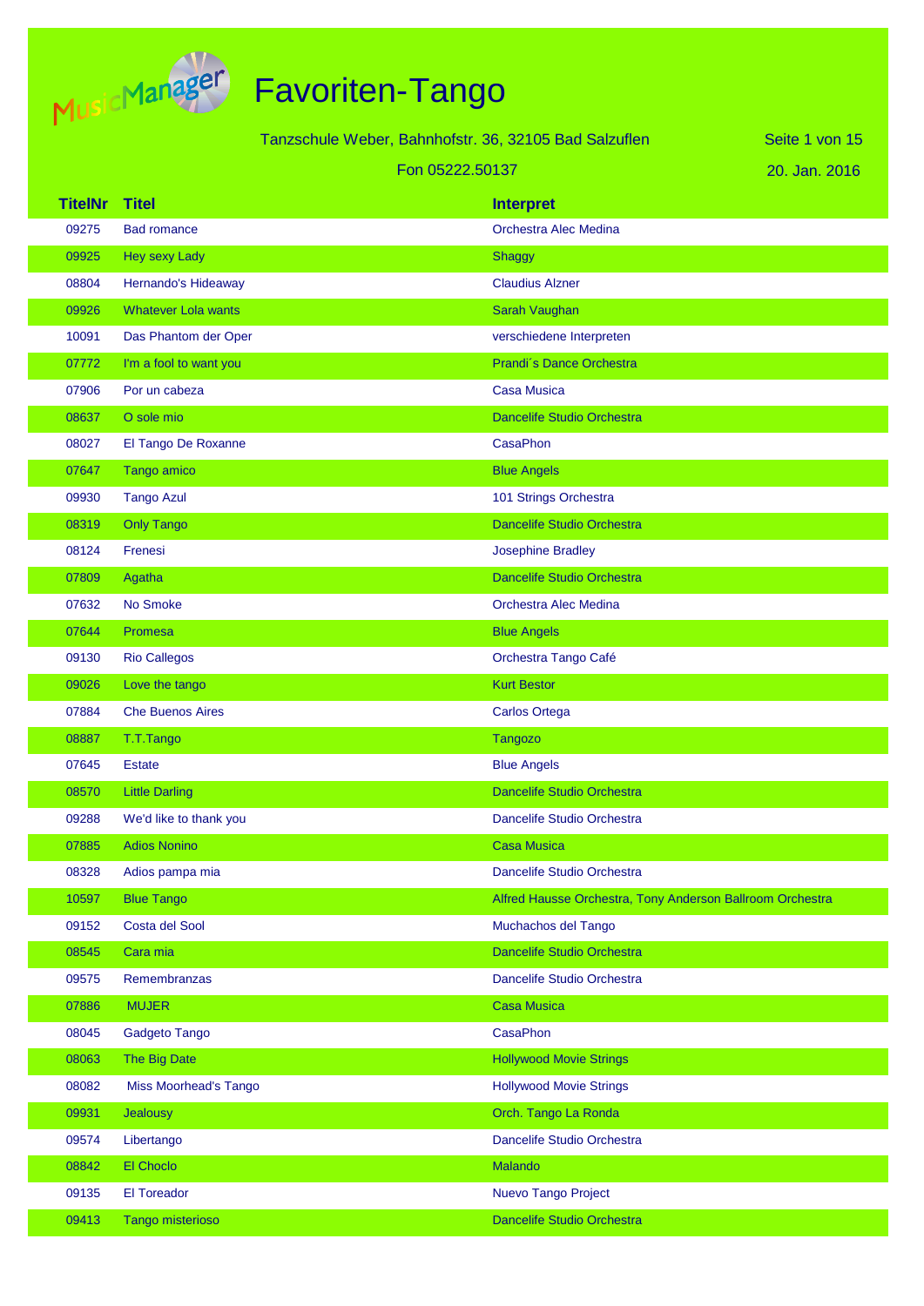# Favoriten-Tango

Tanzschule Weber, Bahnhofstr. 36, 32105 Bad Salzuflen

Fon 05222.50137

20. Jan. 2016

| TitelNr | Titel | Interpret |
|---|---|---|
| 09275 | Bad romance | Orchestra Alec Medina |
| 09925 | Hey sexy Lady | Shaggy |
| 08804 | Hernando's Hideaway | Claudius Alzner |
| 09926 | Whatever Lola wants | Sarah Vaughan |
| 10091 | Das Phantom der Oper | verschiedene Interpreten |
| 07772 | I'm a fool to want you | Prandi´s Dance Orchestra |
| 07906 | Por un cabeza | Casa Musica |
| 08637 | O sole mio | Dancelife Studio Orchestra |
| 08027 | El Tango De Roxanne | CasaPhon |
| 07647 | Tango amico | Blue Angels |
| 09930 | Tango Azul | 101 Strings Orchestra |
| 08319 | Only Tango | Dancelife Studio Orchestra |
| 08124 | Frenesi | Josephine Bradley |
| 07809 | Agatha | Dancelife Studio Orchestra |
| 07632 | No Smoke | Orchestra Alec Medina |
| 07644 | Promesa | Blue Angels |
| 09130 | Rio Callegos | Orchestra Tango Café |
| 09026 | Love the tango | Kurt Bestor |
| 07884 | Che Buenos Aires | Carlos Ortega |
| 08887 | T.T.Tango | Tangozo |
| 07645 | Estate | Blue Angels |
| 08570 | Little Darling | Dancelife Studio Orchestra |
| 09288 | We'd like to thank you | Dancelife Studio Orchestra |
| 07885 | Adios Nonino | Casa Musica |
| 08328 | Adios pampa mia | Dancelife Studio Orchestra |
| 10597 | Blue Tango | Alfred Hausse Orchestra, Tony Anderson Ballroom Orchestra |
| 09152 | Costa del Sool | Muchachos del Tango |
| 08545 | Cara mia | Dancelife Studio Orchestra |
| 09575 | Remembranzas | Dancelife Studio Orchestra |
| 07886 | MUJER | Casa Musica |
| 08045 | Gadgeto Tango | CasaPhon |
| 08063 | The Big Date | Hollywood Movie Strings |
| 08082 | Miss Moorhead's Tango | Hollywood Movie Strings |
| 09931 | Jealousy | Orch. Tango La Ronda |
| 09574 | Libertango | Dancelife Studio Orchestra |
| 08842 | El Choclo | Malando |
| 09135 | El Toreador | Nuevo Tango Project |
| 09413 | Tango misterioso | Dancelife Studio Orchestra |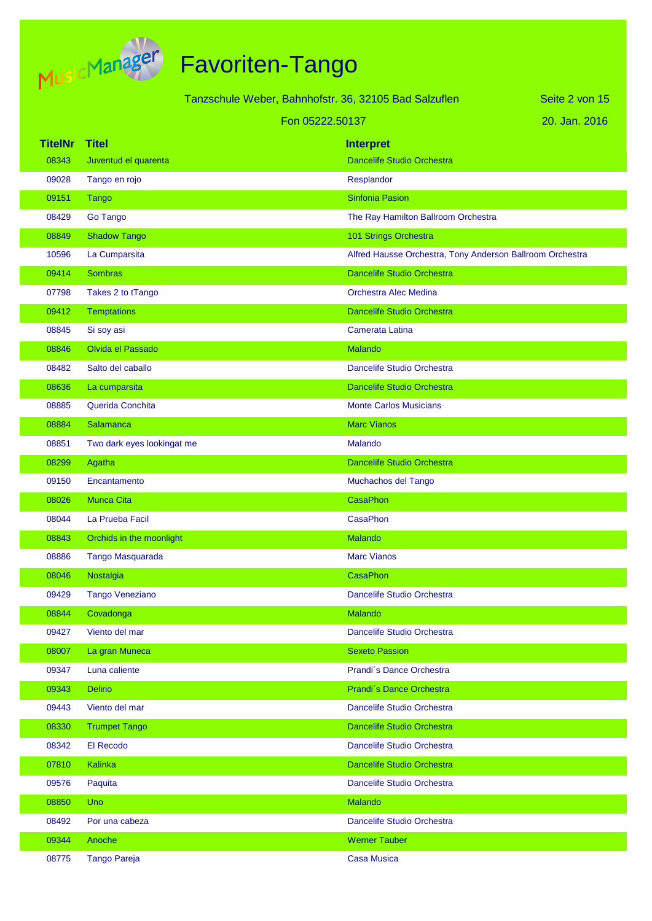# Favoriten-Tango

Tanzschule Weber, Bahnhofstr. 36, 32105 Bad Salzuflen

Fon 05222.50137

20. Jan. 2016

| TitelNr | Titel | Interpret |
|---|---|---|
| 08343 | Juventud el quarenta | Dancelife Studio Orchestra |
| 09028 | Tango en rojo | Resplandor |
| 09151 | Tango | Sinfonia Pasion |
| 08429 | Go Tango | The Ray Hamilton Ballroom Orchestra |
| 08849 | Shadow Tango | 101 Strings Orchestra |
| 10596 | La Cumparsita | Alfred Hausse Orchestra, Tony Anderson Ballroom Orchestra |
| 09414 | Sombras | Dancelife Studio Orchestra |
| 07798 | Takes 2 to tTango | Orchestra Alec Medina |
| 09412 | Temptations | Dancelife Studio Orchestra |
| 08845 | Si soy asi | Camerata Latina |
| 08846 | Olvida el Passado | Malando |
| 08482 | Salto del caballo | Dancelife Studio Orchestra |
| 08636 | La cumparsita | Dancelife Studio Orchestra |
| 08885 | Querida Conchita | Monte Carlos Musicians |
| 08884 | Salamanca | Marc Vianos |
| 08851 | Two dark eyes lookingat me | Malando |
| 08299 | Agatha | Dancelife Studio Orchestra |
| 09150 | Encantamento | Muchachos del Tango |
| 08026 | Munca Cita | CasaPhon |
| 08044 | La Prueba Facil | CasaPhon |
| 08843 | Orchids in the moonlight | Malando |
| 08886 | Tango Masquarada | Marc Vianos |
| 08046 | Nostalgia | CasaPhon |
| 09429 | Tango Veneziano | Dancelife Studio Orchestra |
| 08844 | Covadonga | Malando |
| 09427 | Viento del mar | Dancelife Studio Orchestra |
| 08007 | La gran Muneca | Sexeto Passion |
| 09347 | Luna caliente | Prandi´s Dance Orchestra |
| 09343 | Delirio | Prandi´s Dance Orchestra |
| 09443 | Viento del mar | Dancelife Studio Orchestra |
| 08330 | Trumpet Tango | Dancelife Studio Orchestra |
| 08342 | El Recodo | Dancelife Studio Orchestra |
| 07810 | Kalinka | Dancelife Studio Orchestra |
| 09576 | Paquita | Dancelife Studio Orchestra |
| 08850 | Uno | Malando |
| 08492 | Por una cabeza | Dancelife Studio Orchestra |
| 09344 | Anoche | Werner Tauber |
| 08775 | Tango Pareja | Casa Musica |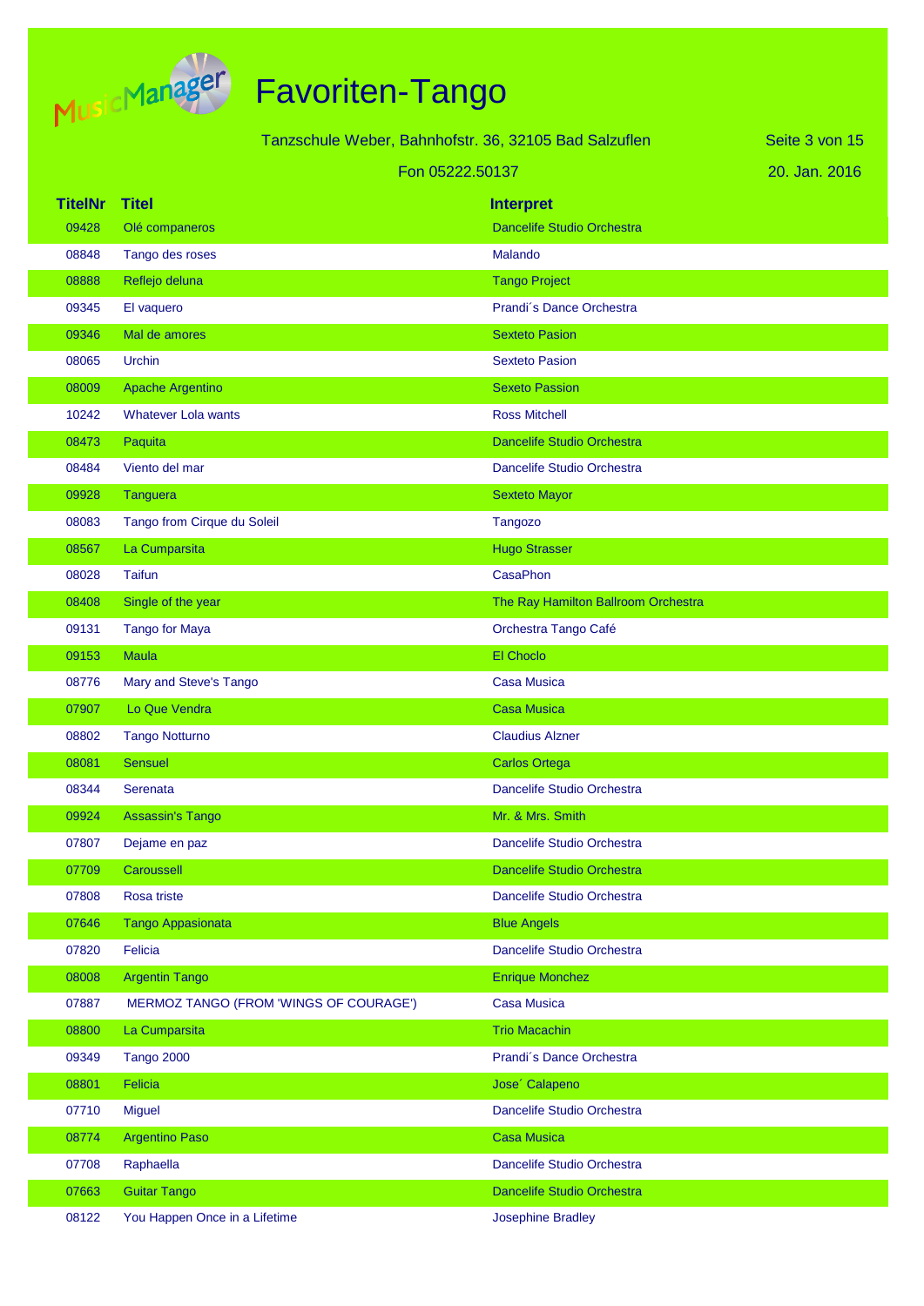# Favoriten-Tango

Tanzschule Weber, Bahnhofstr. 36, 32105 Bad Salzuflen

Fon 05222.50137

20. Jan. 2016

| TitelNr | Titel | Interpret |
|---|---|---|
| 09428 | Olé companeros | Dancelife Studio Orchestra |
| 08848 | Tango des roses | Malando |
| 08888 | Reflejo deluna | Tango Project |
| 09345 | El vaquero | Prandi´s Dance Orchestra |
| 09346 | Mal de amores | Sexteto Pasion |
| 08065 | Urchin | Sexteto Pasion |
| 08009 | Apache Argentino | Sexteto Passion |
| 10242 | Whatever Lola wants | Ross Mitchell |
| 08473 | Paquita | Dancelife Studio Orchestra |
| 08484 | Viento del mar | Dancelife Studio Orchestra |
| 09928 | Tanguera | Sexteto Mayor |
| 08083 | Tango from Cirque du Soleil | Tangozo |
| 08567 | La Cumparsita | Hugo Strasser |
| 08028 | Taifun | CasaPhon |
| 08408 | Single of the year | The Ray Hamilton Ballroom Orchestra |
| 09131 | Tango for Maya | Orchestra Tango Café |
| 09153 | Maula | El Choclo |
| 08776 | Mary and Steve's Tango | Casa Musica |
| 07907 | Lo Que Vendra | Casa Musica |
| 08802 | Tango Notturno | Claudius Alzner |
| 08081 | Sensuel | Carlos Ortega |
| 08344 | Serenata | Dancelife Studio Orchestra |
| 09924 | Assassin's Tango | Mr. & Mrs. Smith |
| 07807 | Dejame en paz | Dancelife Studio Orchestra |
| 07709 | Caroussell | Dancelife Studio Orchestra |
| 07808 | Rosa triste | Dancelife Studio Orchestra |
| 07646 | Tango Appasionata | Blue Angels |
| 07820 | Felicia | Dancelife Studio Orchestra |
| 08008 | Argentin Tango | Enrique Monchez |
| 07887 | MERMOZ TANGO (FROM 'WINGS OF COURAGE') | Casa Musica |
| 08800 | La Cumparsita | Trio Macachin |
| 09349 | Tango 2000 | Prandi´s Dance Orchestra |
| 08801 | Felicia | Jose´ Calapeno |
| 07710 | Miguel | Dancelife Studio Orchestra |
| 08774 | Argentino Paso | Casa Musica |
| 07708 | Raphaella | Dancelife Studio Orchestra |
| 07663 | Guitar Tango | Dancelife Studio Orchestra |
| 08122 | You Happen Once in a Lifetime | Josephine Bradley |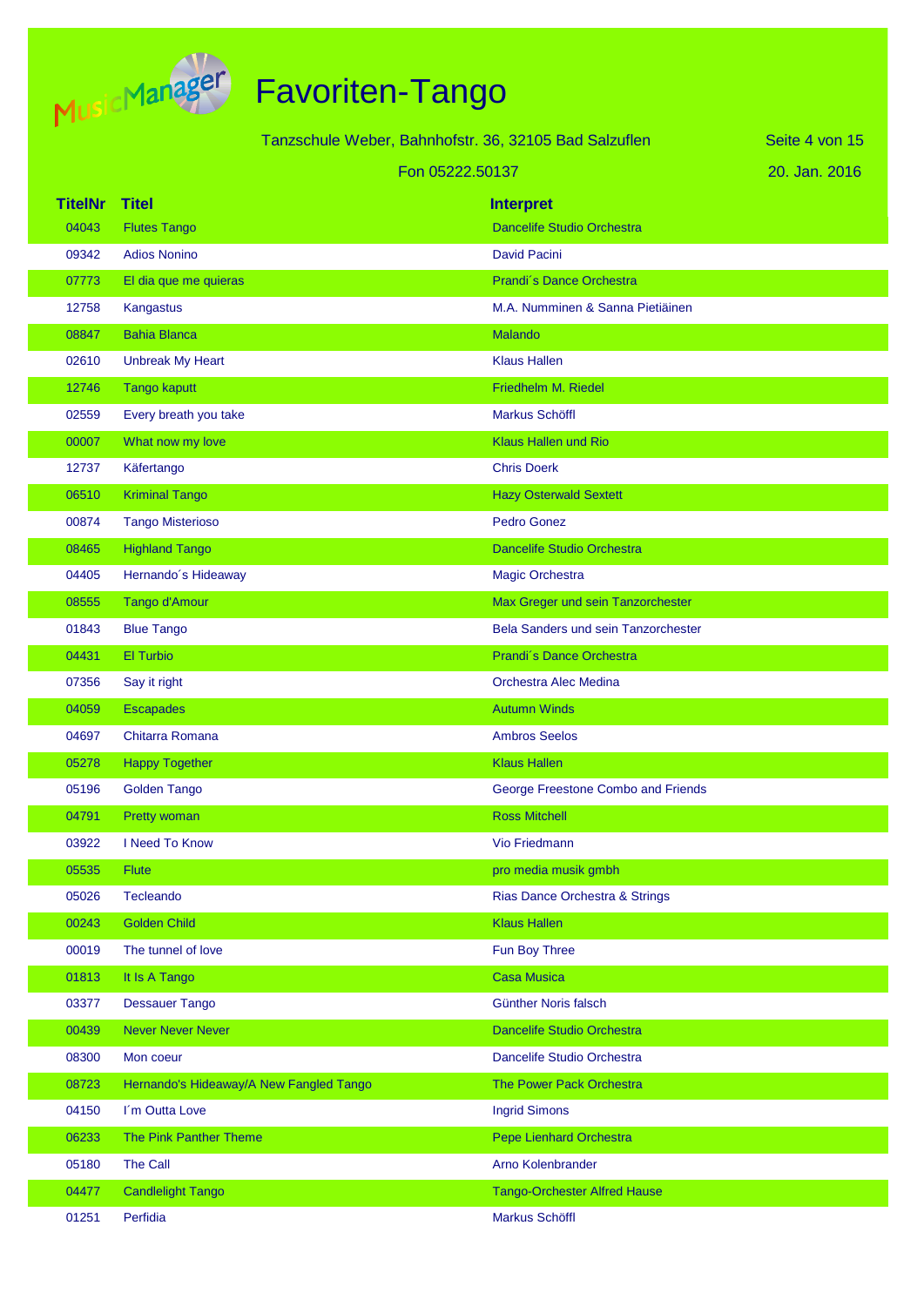# Favoriten-Tango

Tanzschule Weber, Bahnhofstr. 36, 32105 Bad Salzuflen

Fon 05222.50137

20. Jan. 2016

| TitelNr | Titel | Interpret |
|---|---|---|
| 04043 | Flutes Tango | Dancelife Studio Orchestra |
| 09342 | Adios Nonino | David Pacini |
| 07773 | El dia que me quieras | Prandi´s Dance Orchestra |
| 12758 | Kangastus | M.A. Numminen & Sanna Pietiäinen |
| 08847 | Bahia Blanca | Malando |
| 02610 | Unbreak My Heart | Klaus Hallen |
| 12746 | Tango kaputt | Friedhelm M. Riedel |
| 02559 | Every breath you take | Markus Schöffl |
| 00007 | What now my love | Klaus Hallen und Rio |
| 12737 | Käfertango | Chris Doerk |
| 06510 | Kriminal Tango | Hazy Osterwald Sextett |
| 00874 | Tango Misterioso | Pedro Gonez |
| 08465 | Highland Tango | Dancelife Studio Orchestra |
| 04405 | Hernando´s Hideaway | Magic Orchestra |
| 08555 | Tango d'Amour | Max Greger und sein Tanzorchester |
| 01843 | Blue Tango | Bela Sanders und sein Tanzorchester |
| 04431 | El Turbio | Prandi´s Dance Orchestra |
| 07356 | Say it right | Orchestra Alec Medina |
| 04059 | Escapades | Autumn Winds |
| 04697 | Chitarra Romana | Ambros Seelos |
| 05278 | Happy Together | Klaus Hallen |
| 05196 | Golden Tango | George Freestone Combo and Friends |
| 04791 | Pretty woman | Ross Mitchell |
| 03922 | I Need To Know | Vio Friedmann |
| 05535 | Flute | pro media musik gmbh |
| 05026 | Tecleando | Rias Dance Orchestra & Strings |
| 00243 | Golden Child | Klaus Hallen |
| 00019 | The tunnel of love | Fun Boy Three |
| 01813 | It Is A Tango | Casa Musica |
| 03377 | Dessauer Tango | Günther Noris falsch |
| 00439 | Never Never Never | Dancelife Studio Orchestra |
| 08300 | Mon coeur | Dancelife Studio Orchestra |
| 08723 | Hernando's Hideaway/A New Fangled Tango | The Power Pack Orchestra |
| 04150 | I´m Outta Love | Ingrid Simons |
| 06233 | The Pink Panther Theme | Pepe Lienhard Orchestra |
| 05180 | The Call | Arno Kolenbrander |
| 04477 | Candlelight Tango | Tango-Orchester Alfred Hause |
| 01251 | Perfidia | Markus Schöffl |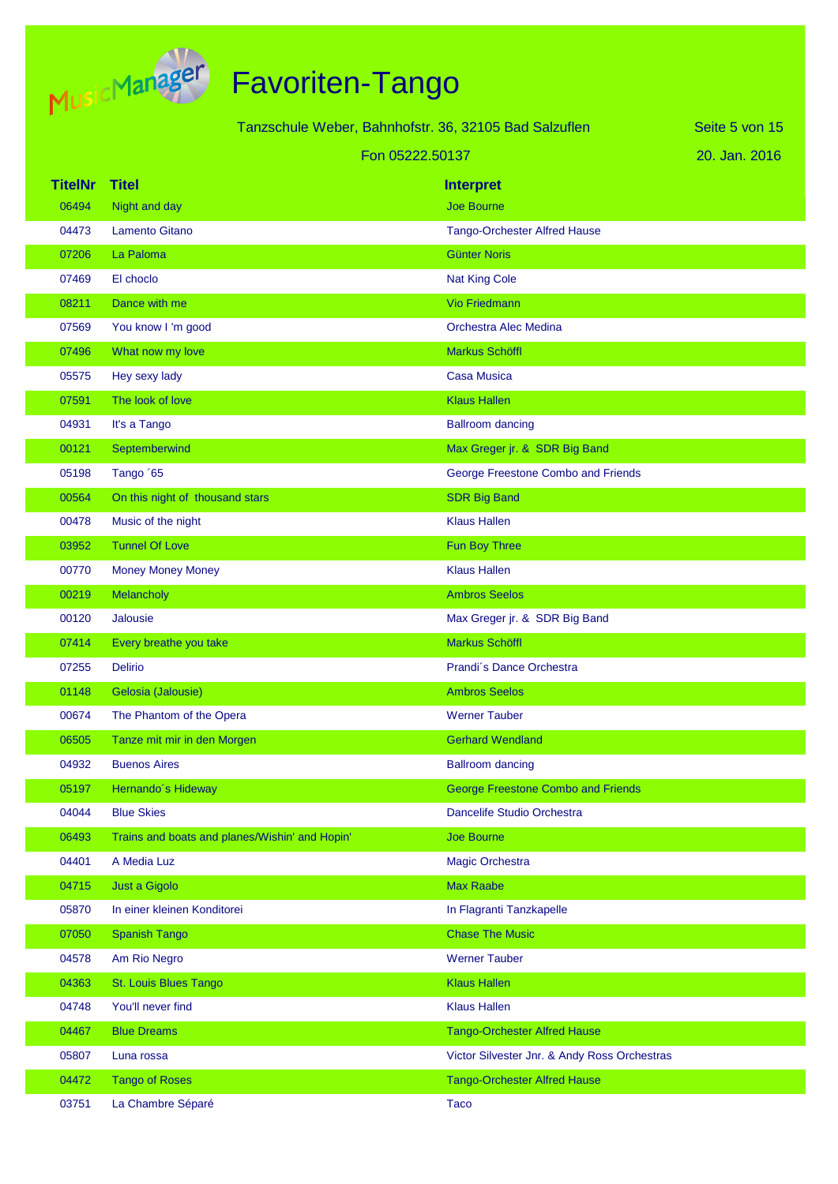# Favoriten-Tango

Tanzschule Weber, Bahnhofstr. 36, 32105 Bad Salzuflen

Fon 05222.50137

20. Jan. 2016

| TitelNr | Titel | Interpret |
|---|---|---|
| 06494 | Night and day | Joe Bourne |
| 04473 | Lamento Gitano | Tango-Orchester Alfred Hause |
| 07206 | La Paloma | Günter Noris |
| 07469 | El choclo | Nat King Cole |
| 08211 | Dance with me | Vio Friedmann |
| 07569 | You know I 'm good | Orchestra Alec Medina |
| 07496 | What now my love | Markus Schöffl |
| 05575 | Hey sexy lady | Casa Musica |
| 07591 | The look of love | Klaus Hallen |
| 04931 | It's a Tango | Ballroom dancing |
| 00121 | Septemberwind | Max Greger jr. & SDR Big Band |
| 05198 | Tango ´65 | George Freestone Combo and Friends |
| 00564 | On this night of thousand stars | SDR Big Band |
| 00478 | Music of the night | Klaus Hallen |
| 03952 | Tunnel Of Love | Fun Boy Three |
| 00770 | Money Money Money | Klaus Hallen |
| 00219 | Melancholy | Ambros Seelos |
| 00120 | Jalousie | Max Greger jr. & SDR Big Band |
| 07414 | Every breathe you take | Markus Schöffl |
| 07255 | Delirio | Prandi´s Dance Orchestra |
| 01148 | Gelosia (Jalousie) | Ambros Seelos |
| 00674 | The Phantom of the Opera | Werner Tauber |
| 06505 | Tanze mit mir in den Morgen | Gerhard Wendland |
| 04932 | Buenos Aires | Ballroom dancing |
| 05197 | Hernando´s Hideway | George Freestone Combo and Friends |
| 04044 | Blue Skies | Dancelife Studio Orchestra |
| 06493 | Trains and boats and planes/Wishin' and Hopin' | Joe Bourne |
| 04401 | A Media Luz | Magic Orchestra |
| 04715 | Just a Gigolo | Max Raabe |
| 05870 | In einer kleinen Konditorei | In Flagranti Tanzkapelle |
| 07050 | Spanish Tango | Chase The Music |
| 04578 | Am Rio Negro | Werner Tauber |
| 04363 | St. Louis Blues Tango | Klaus Hallen |
| 04748 | You'll never find | Klaus Hallen |
| 04467 | Blue Dreams | Tango-Orchester Alfred Hause |
| 05807 | Luna rossa | Victor Silvester Jnr. & Andy Ross Orchestras |
| 04472 | Tango of Roses | Tango-Orchester Alfred Hause |
| 03751 | La Chambre Séparé | Taco |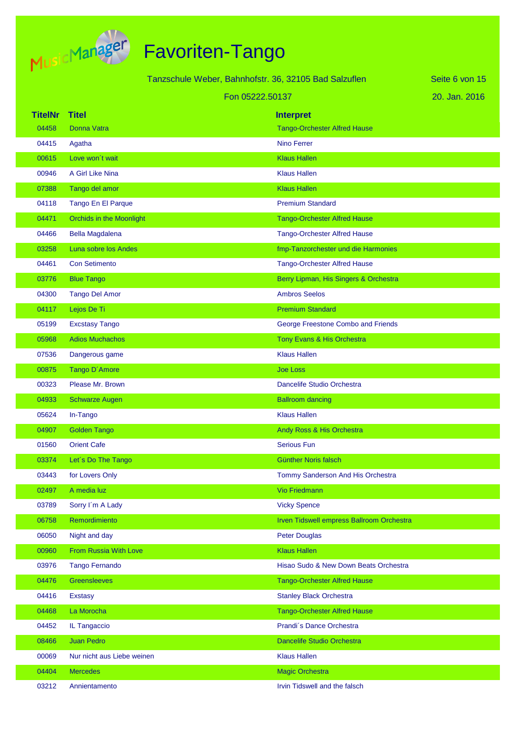# Favoriten-Tango

Tanzschule Weber, Bahnhofstr. 36, 32105 Bad Salzuflen

Fon 05222.50137

20. Jan. 2016

| TitelNr | Titel | Interpret |
|---|---|---|
| 04458 | Donna Vatra | Tango-Orchester Alfred Hause |
| 04415 | Agatha | Nino Ferrer |
| 00615 | Love won´t wait | Klaus Hallen |
| 00946 | A Girl Like Nina | Klaus Hallen |
| 07388 | Tango del amor | Klaus Hallen |
| 04118 | Tango En El Parque | Premium Standard |
| 04471 | Orchids in the Moonlight | Tango-Orchester Alfred Hause |
| 04466 | Bella Magdalena | Tango-Orchester Alfred Hause |
| 03258 | Luna sobre los Andes | fmp-Tanzorchester und die Harmonies |
| 04461 | Con Setimento | Tango-Orchester Alfred Hause |
| 03776 | Blue Tango | Berry Lipman, His Singers & Orchestra |
| 04300 | Tango Del Amor | Ambros Seelos |
| 04117 | Lejos De Ti | Premium Standard |
| 05199 | Excstasy Tango | George Freestone Combo and Friends |
| 05968 | Adios Muchachos | Tony Evans & His Orchestra |
| 07536 | Dangerous game | Klaus Hallen |
| 00875 | Tango D´Amore | Joe Loss |
| 00323 | Please Mr. Brown | Dancelife Studio Orchestra |
| 04933 | Schwarze Augen | Ballroom dancing |
| 05624 | In-Tango | Klaus Hallen |
| 04907 | Golden Tango | Andy Ross & His Orchestra |
| 01560 | Orient Cafe | Serious Fun |
| 03374 | Let´s Do The Tango | Günther Noris falsch |
| 03443 | for Lovers Only | Tommy Sanderson And His Orchestra |
| 02497 | A media luz | Vio Friedmann |
| 03789 | Sorry I´m A Lady | Vicky Spence |
| 06758 | Remordimiento | Irven Tidswell empress Ballroom Orchestra |
| 06050 | Night and day | Peter Douglas |
| 00960 | From Russia With Love | Klaus Hallen |
| 03976 | Tango Fernando | Hisao Sudo & New Down Beats Orchestra |
| 04476 | Greensleeves | Tango-Orchester Alfred Hause |
| 04416 | Exstasy | Stanley Black Orchestra |
| 04468 | La Morocha | Tango-Orchester Alfred Hause |
| 04452 | IL Tangaccio | Prandi´s Dance Orchestra |
| 08466 | Juan Pedro | Dancelife Studio Orchestra |
| 00069 | Nur nicht aus Liebe weinen | Klaus Hallen |
| 04404 | Mercedes | Magic Orchestra |
| 03212 | Annientamento | Irvin Tidswell and the falsch |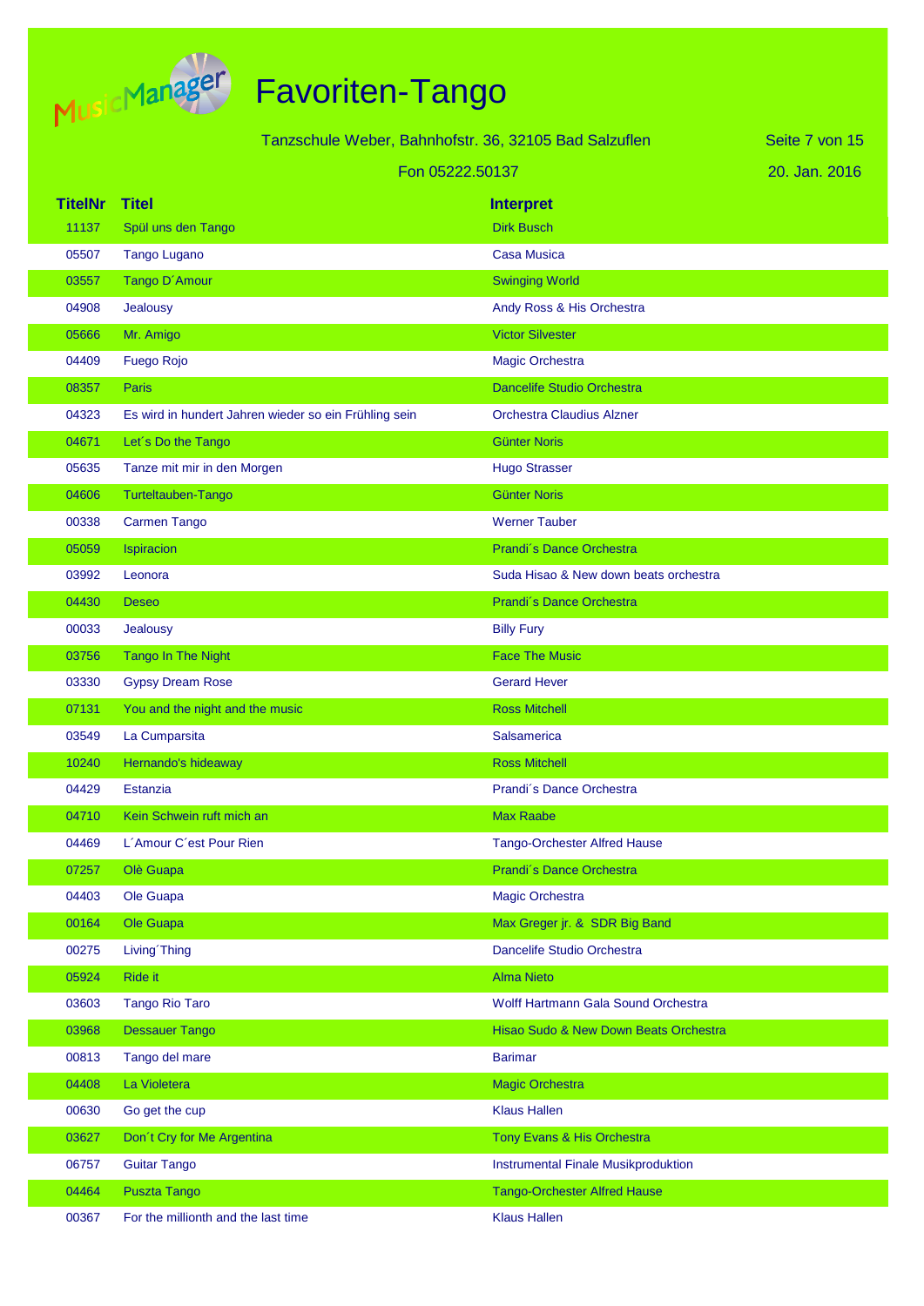# Favoriten-Tango

Tanzschule Weber, Bahnhofstr. 36, 32105 Bad Salzuflen

Fon 05222.50137

20. Jan. 2016

| TitelNr | Titel | Interpret |
|---|---|---|
| 11137 | Spül uns den Tango | Dirk Busch |
| 05507 | Tango Lugano | Casa Musica |
| 03557 | Tango D´Amour | Swinging World |
| 04908 | Jealousy | Andy Ross & His Orchestra |
| 05666 | Mr. Amigo | Victor Silvester |
| 04409 | Fuego Rojo | Magic Orchestra |
| 08357 | Paris | Dancelife Studio Orchestra |
| 04323 | Es wird in hundert Jahren wieder so ein Frühling sein | Orchestra Claudius Alzner |
| 04671 | Let´s Do the Tango | Günter Noris |
| 05635 | Tanze mit mir in den Morgen | Hugo Strasser |
| 04606 | Turteltauben-Tango | Günter Noris |
| 00338 | Carmen Tango | Werner Tauber |
| 05059 | Ispiracion | Prandi´s Dance Orchestra |
| 03992 | Leonora | Suda Hisao & New down beats orchestra |
| 04430 | Deseo | Prandi´s Dance Orchestra |
| 00033 | Jealousy | Billy Fury |
| 03756 | Tango In The Night | Face The Music |
| 03330 | Gypsy Dream Rose | Gerard Hever |
| 07131 | You and the night and the music | Ross Mitchell |
| 03549 | La Cumparsita | Salsamerica |
| 10240 | Hernando's hideaway | Ross Mitchell |
| 04429 | Estanzia | Prandi´s Dance Orchestra |
| 04710 | Kein Schwein ruft mich an | Max Raabe |
| 04469 | L´Amour C´est Pour Rien | Tango-Orchester Alfred Hause |
| 07257 | Olè Guapa | Prandi´s Dance Orchestra |
| 04403 | Ole Guapa | Magic Orchestra |
| 00164 | Ole Guapa | Max Greger jr. & SDR Big Band |
| 00275 | Living´Thing | Dancelife Studio Orchestra |
| 05924 | Ride it | Alma Nieto |
| 03603 | Tango Rio Taro | Wolff Hartmann Gala Sound Orchestra |
| 03968 | Dessauer Tango | Hisao Sudo & New Down Beats Orchestra |
| 00813 | Tango del mare | Barimar |
| 04408 | La Violetera | Magic Orchestra |
| 00630 | Go get the cup | Klaus Hallen |
| 03627 | Don´t Cry for Me Argentina | Tony Evans & His Orchestra |
| 06757 | Guitar Tango | Instrumental Finale Musikproduktion |
| 04464 | Puszta Tango | Tango-Orchester Alfred Hause |
| 00367 | For the millionth and the last time | Klaus Hallen |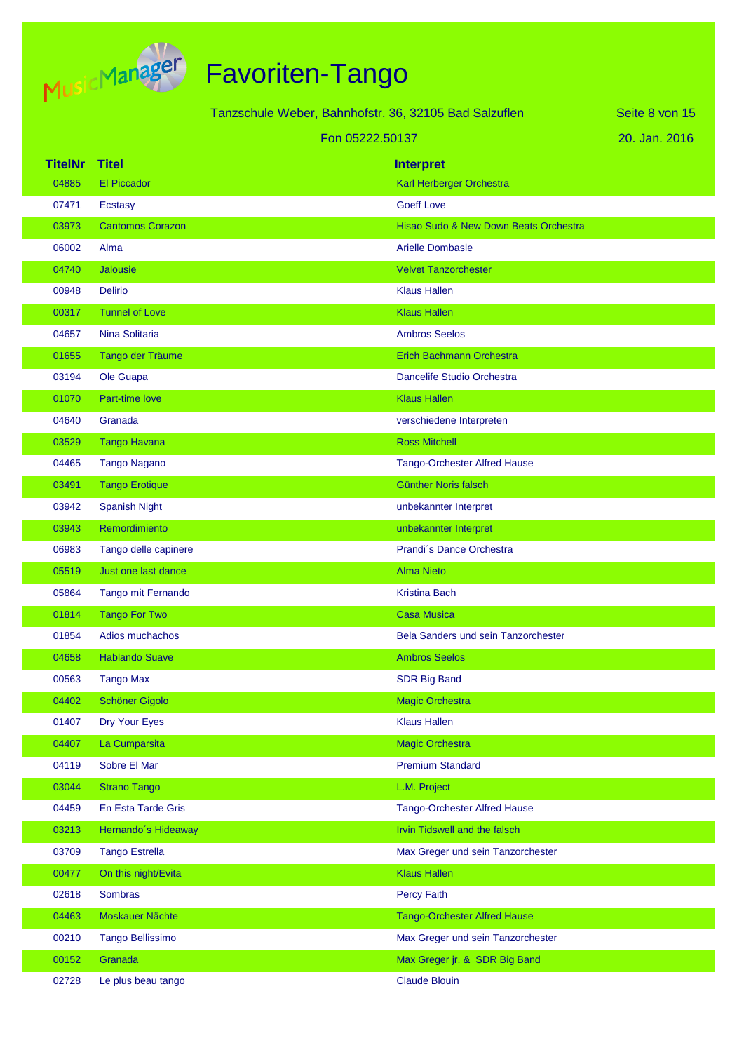# Favoriten-Tango

Tanzschule Weber, Bahnhofstr. 36, 32105 Bad Salzuflen

Fon 05222.50137

20. Jan. 2016

| TitelNr | Titel | Interpret |
|---|---|---|
| 04885 | El Piccador | Karl Herberger Orchestra |
| 07471 | Ecstasy | Goeff Love |
| 03973 | Cantomos Corazon | Hisao Sudo & New Down Beats Orchestra |
| 06002 | Alma | Arielle Dombasle |
| 04740 | Jalousie | Velvet Tanzorchester |
| 00948 | Delirio | Klaus Hallen |
| 00317 | Tunnel of Love | Klaus Hallen |
| 04657 | Nina Solitaria | Ambros Seelos |
| 01655 | Tango der Träume | Erich Bachmann Orchestra |
| 03194 | Ole Guapa | Dancelife Studio Orchestra |
| 01070 | Part-time love | Klaus Hallen |
| 04640 | Granada | verschiedene Interpreten |
| 03529 | Tango Havana | Ross Mitchell |
| 04465 | Tango Nagano | Tango-Orchester Alfred Hause |
| 03491 | Tango Erotique | Günther Noris falsch |
| 03942 | Spanish Night | unbekannter Interpret |
| 03943 | Remordimiento | unbekannter Interpret |
| 06983 | Tango delle capinere | Prandi´s Dance Orchestra |
| 05519 | Just one last dance | Alma Nieto |
| 05864 | Tango mit Fernando | Kristina Bach |
| 01814 | Tango For Two | Casa Musica |
| 01854 | Adios muchachos | Bela Sanders und sein Tanzorchester |
| 04658 | Hablando Suave | Ambros Seelos |
| 00563 | Tango Max | SDR Big Band |
| 04402 | Schöner Gigolo | Magic Orchestra |
| 01407 | Dry Your Eyes | Klaus Hallen |
| 04407 | La Cumparsita | Magic Orchestra |
| 04119 | Sobre El Mar | Premium Standard |
| 03044 | Strano Tango | L.M. Project |
| 04459 | En Esta Tarde Gris | Tango-Orchester Alfred Hause |
| 03213 | Hernando´s Hideaway | Irvin Tidswell and the falsch |
| 03709 | Tango Estrella | Max Greger und sein Tanzorchester |
| 00477 | On this night/Evita | Klaus Hallen |
| 02618 | Sombras | Percy Faith |
| 04463 | Moskauer Nächte | Tango-Orchester Alfred Hause |
| 00210 | Tango Bellissimo | Max Greger und sein Tanzorchester |
| 00152 | Granada | Max Greger jr. & SDR Big Band |
| 02728 | Le plus beau tango | Claude Blouin |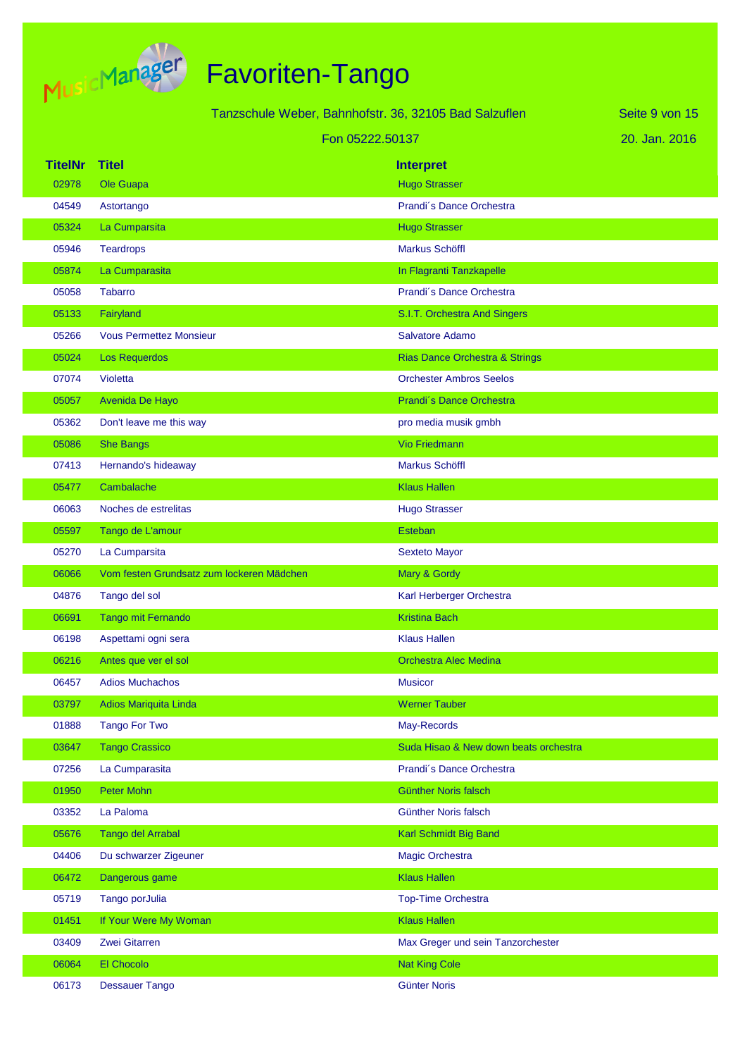# Favoriten-Tango

Tanzschule Weber, Bahnhofstr. 36, 32105 Bad Salzuflen

Fon 05222.50137

20. Jan. 2016

| TitelNr | Titel | Interpret |
|---|---|---|
| 02978 | Ole Guapa | Hugo Strasser |
| 04549 | Astortango | Prandi´s Dance Orchestra |
| 05324 | La Cumparsita | Hugo Strasser |
| 05946 | Teardrops | Markus Schöffl |
| 05874 | La Cumparasita | In Flagranti Tanzkapelle |
| 05058 | Tabarro | Prandi´s Dance Orchestra |
| 05133 | Fairyland | S.I.T. Orchestra And Singers |
| 05266 | Vous Permettez Monsieur | Salvatore Adamo |
| 05024 | Los Requerdos | Rias Dance Orchestra & Strings |
| 07074 | Violetta | Orchester Ambros Seelos |
| 05057 | Avenida De Hayo | Prandi´s Dance Orchestra |
| 05362 | Don't leave me this way | pro media musik gmbh |
| 05086 | She Bangs | Vio Friedmann |
| 07413 | Hernando's hideaway | Markus Schöffl |
| 05477 | Cambalache | Klaus Hallen |
| 06063 | Noches de estrelitas | Hugo Strasser |
| 05597 | Tango de L'amour | Esteban |
| 05270 | La Cumparsita | Sexteto Mayor |
| 06066 | Vom festen Grundsatz zum lockeren Mädchen | Mary & Gordy |
| 04876 | Tango del sol | Karl Herberger Orchestra |
| 06691 | Tango mit Fernando | Kristina Bach |
| 06198 | Aspettami ogni sera | Klaus Hallen |
| 06216 | Antes que ver el sol | Orchestra Alec Medina |
| 06457 | Adios Muchachos | Musicor |
| 03797 | Adios Mariquita Linda | Werner Tauber |
| 01888 | Tango For Two | May-Records |
| 03647 | Tango Crassico | Suda Hisao & New down beats orchestra |
| 07256 | La Cumparasita | Prandi´s Dance Orchestra |
| 01950 | Peter Mohn | Günther Noris falsch |
| 03352 | La Paloma | Günther Noris falsch |
| 05676 | Tango del Arrabal | Karl Schmidt Big Band |
| 04406 | Du schwarzer Zigeuner | Magic Orchestra |
| 06472 | Dangerous game | Klaus Hallen |
| 05719 | Tango porJulia | Top-Time Orchestra |
| 01451 | If Your Were My Woman | Klaus Hallen |
| 03409 | Zwei Gitarren | Max Greger und sein Tanzorchester |
| 06064 | El Chocolo | Nat King Cole |
| 06173 | Dessauer Tango | Günter Noris |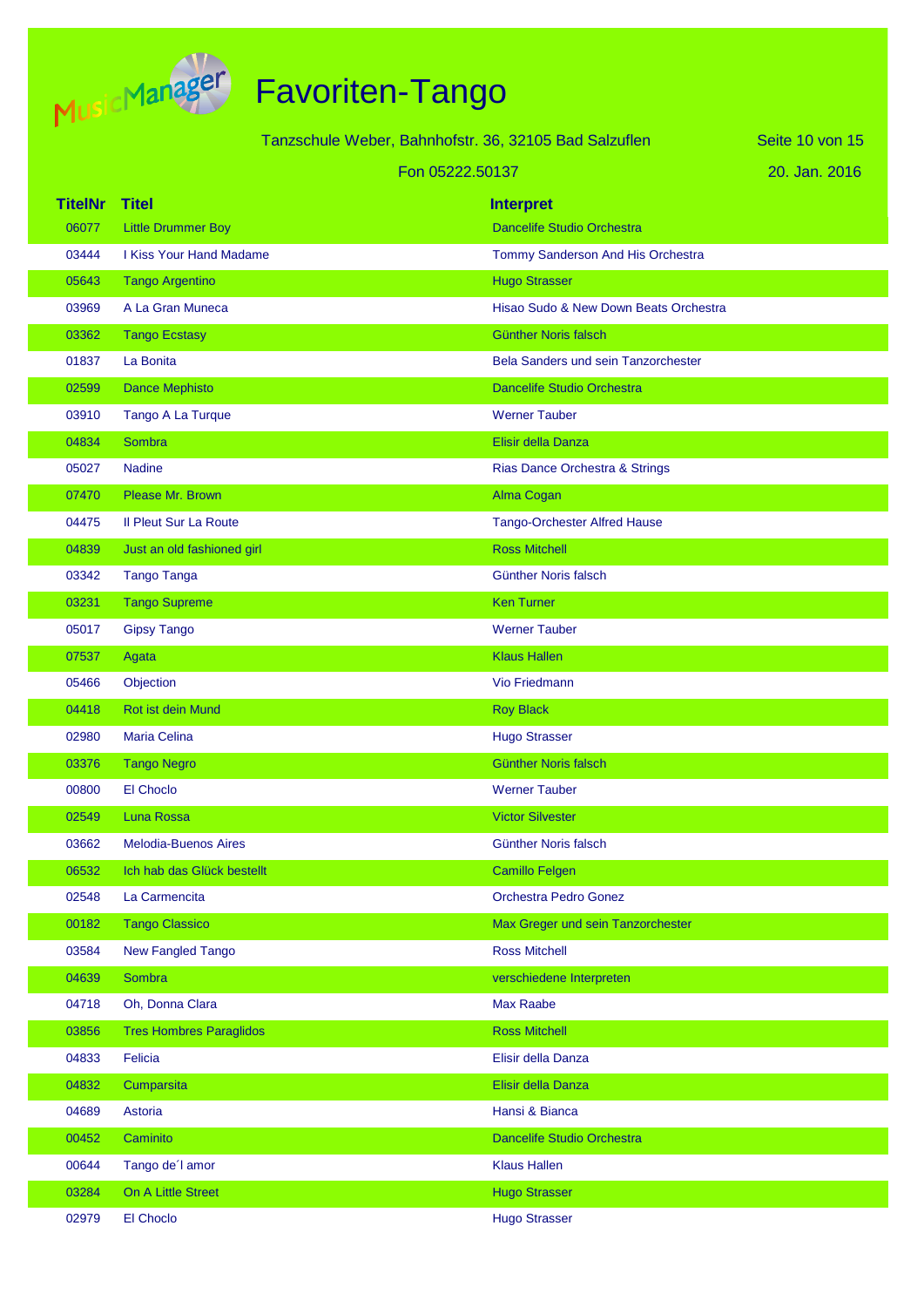# Favoriten-Tango

Tanzschule Weber, Bahnhofstr. 36, 32105 Bad Salzuflen

Fon 05222.50137

20. Jan. 2016

| TitelNr | Titel | Interpret |
|---|---|---|
| 06077 | Little Drummer Boy | Dancelife Studio Orchestra |
| 03444 | I Kiss Your Hand Madame | Tommy Sanderson And His Orchestra |
| 05643 | Tango Argentino | Hugo Strasser |
| 03969 | A La Gran Muneca | Hisao Sudo & New Down Beats Orchestra |
| 03362 | Tango Ecstasy | Günther Noris falsch |
| 01837 | La Bonita | Bela Sanders und sein Tanzorchester |
| 02599 | Dance Mephisto | Dancelife Studio Orchestra |
| 03910 | Tango A La Turque | Werner Tauber |
| 04834 | Sombra | Elisir della Danza |
| 05027 | Nadine | Rias Dance Orchestra & Strings |
| 07470 | Please Mr. Brown | Alma Cogan |
| 04475 | Il Pleut Sur La Route | Tango-Orchester Alfred Hause |
| 04839 | Just an old fashioned girl | Ross Mitchell |
| 03342 | Tango Tanga | Günther Noris falsch |
| 03231 | Tango Supreme | Ken Turner |
| 05017 | Gipsy Tango | Werner Tauber |
| 07537 | Agata | Klaus Hallen |
| 05466 | Objection | Vio Friedmann |
| 04418 | Rot ist dein Mund | Roy Black |
| 02980 | Maria Celina | Hugo Strasser |
| 03376 | Tango Negro | Günther Noris falsch |
| 00800 | El Choclo | Werner Tauber |
| 02549 | Luna Rossa | Victor Silvester |
| 03662 | Melodia-Buenos Aires | Günther Noris falsch |
| 06532 | Ich hab das Glück bestellt | Camillo Felgen |
| 02548 | La Carmencita | Orchestra Pedro Gonez |
| 00182 | Tango Classico | Max Greger und sein Tanzorchester |
| 03584 | New Fangled Tango | Ross Mitchell |
| 04639 | Sombra | verschiedene Interpreten |
| 04718 | Oh, Donna Clara | Max Raabe |
| 03856 | Tres Hombres Paraglidos | Ross Mitchell |
| 04833 | Felicia | Elisir della Danza |
| 04832 | Cumparsita | Elisir della Danza |
| 04689 | Astoria | Hansi & Bianca |
| 00452 | Caminito | Dancelife Studio Orchestra |
| 00644 | Tango de´l amor | Klaus Hallen |
| 03284 | On A Little Street | Hugo Strasser |
| 02979 | El Choclo | Hugo Strasser |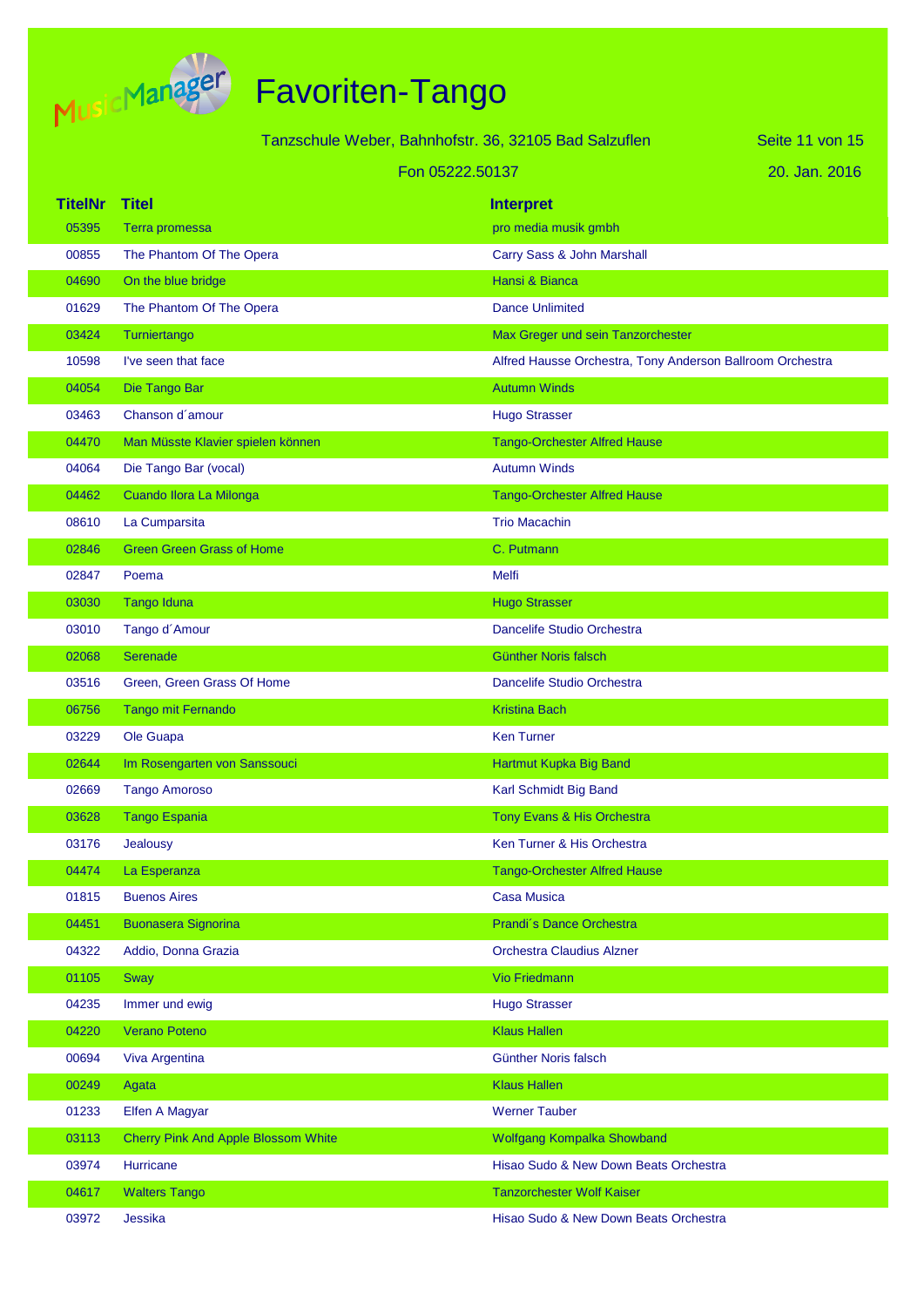# Favoriten-Tango

Tanzschule Weber, Bahnhofstr. 36, 32105 Bad Salzuflen

Fon 05222.50137

20. Jan. 2016

| TitelNr | Titel | Interpret |
|---|---|---|
| 05395 | Terra promessa | pro media musik gmbh |
| 00855 | The Phantom Of The Opera | Carry Sass & John Marshall |
| 04690 | On the blue bridge | Hansi & Bianca |
| 01629 | The Phantom Of The Opera | Dance Unlimited |
| 03424 | Turniertango | Max Greger und sein Tanzorchester |
| 10598 | I've seen that face | Alfred Hausse Orchestra, Tony Anderson Ballroom Orchestra |
| 04054 | Die Tango Bar | Autumn Winds |
| 03463 | Chanson d´amour | Hugo Strasser |
| 04470 | Man Müsste Klavier spielen können | Tango-Orchester Alfred Hause |
| 04064 | Die Tango Bar (vocal) | Autumn Winds |
| 04462 | Cuando llora La Milonga | Tango-Orchester Alfred Hause |
| 08610 | La Cumparsita | Trio Macachin |
| 02846 | Green Green Grass of Home | C. Putmann |
| 02847 | Poema | Melfi |
| 03030 | Tango Iduna | Hugo Strasser |
| 03010 | Tango d´Amour | Dancelife Studio Orchestra |
| 02068 | Serenade | Günther Noris falsch |
| 03516 | Green, Green Grass Of Home | Dancelife Studio Orchestra |
| 06756 | Tango mit Fernando | Kristina Bach |
| 03229 | Ole Guapa | Ken Turner |
| 02644 | Im Rosengarten von Sanssouci | Hartmut Kupka Big Band |
| 02669 | Tango Amoroso | Karl Schmidt Big Band |
| 03628 | Tango Espania | Tony Evans & His Orchestra |
| 03176 | Jealousy | Ken Turner & His Orchestra |
| 04474 | La Esperanza | Tango-Orchester Alfred Hause |
| 01815 | Buenos Aires | Casa Musica |
| 04451 | Buonasera Signorina | Prandi´s Dance Orchestra |
| 04322 | Addio, Donna Grazia | Orchestra Claudius Alzner |
| 01105 | Sway | Vio Friedmann |
| 04235 | Immer und ewig | Hugo Strasser |
| 04220 | Verano Poteno | Klaus Hallen |
| 00694 | Viva Argentina | Günther Noris falsch |
| 00249 | Agata | Klaus Hallen |
| 01233 | Elfen A Magyar | Werner Tauber |
| 03113 | Cherry Pink And Apple Blossom White | Wolfgang Kompalka Showband |
| 03974 | Hurricane | Hisao Sudo & New Down Beats Orchestra |
| 04617 | Walters Tango | Tanzorchester Wolf Kaiser |
| 03972 | Jessika | Hisao Sudo & New Down Beats Orchestra |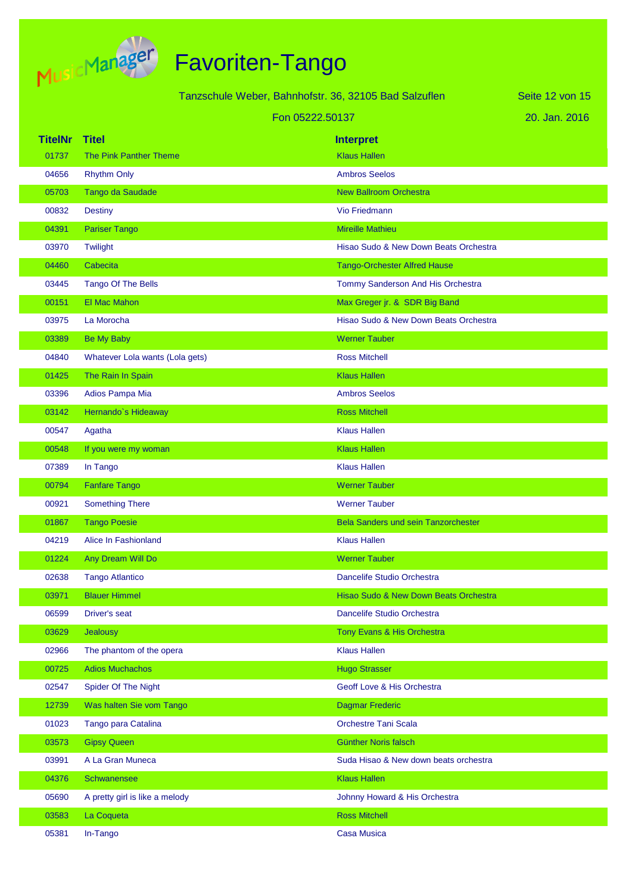# Favoriten-Tango

Tanzschule Weber, Bahnhofstr. 36, 32105 Bad Salzuflen

Fon 05222.50137

20. Jan. 2016

| TitelNr | Titel | Interpret |
|---|---|---|
| 01737 | The Pink Panther Theme | Klaus Hallen |
| 04656 | Rhythm Only | Ambros Seelos |
| 05703 | Tango da Saudade | New Ballroom Orchestra |
| 00832 | Destiny | Vio Friedmann |
| 04391 | Pariser Tango | Mireille Mathieu |
| 03970 | Twilight | Hisao Sudo & New Down Beats Orchestra |
| 04460 | Cabecita | Tango-Orchester Alfred Hause |
| 03445 | Tango Of The Bells | Tommy Sanderson And His Orchestra |
| 00151 | El Mac Mahon | Max Greger jr. & SDR Big Band |
| 03975 | La Morocha | Hisao Sudo & New Down Beats Orchestra |
| 03389 | Be My Baby | Werner Tauber |
| 04840 | Whatever Lola wants (Lola gets) | Ross Mitchell |
| 01425 | The Rain In Spain | Klaus Hallen |
| 03396 | Adios Pampa Mia | Ambros Seelos |
| 03142 | Hernando`s Hideaway | Ross Mitchell |
| 00547 | Agatha | Klaus Hallen |
| 00548 | If you were my woman | Klaus Hallen |
| 07389 | In Tango | Klaus Hallen |
| 00794 | Fanfare Tango | Werner Tauber |
| 00921 | Something There | Werner Tauber |
| 01867 | Tango Poesie | Bela Sanders und sein Tanzorchester |
| 04219 | Alice In Fashionland | Klaus Hallen |
| 01224 | Any Dream Will Do | Werner Tauber |
| 02638 | Tango Atlantico | Dancelife Studio Orchestra |
| 03971 | Blauer Himmel | Hisao Sudo & New Down Beats Orchestra |
| 06599 | Driver's seat | Dancelife Studio Orchestra |
| 03629 | Jealousy | Tony Evans & His Orchestra |
| 02966 | The phantom of the opera | Klaus Hallen |
| 00725 | Adios Muchachos | Hugo Strasser |
| 02547 | Spider Of The Night | Geoff Love & His Orchestra |
| 12739 | Was halten Sie vom Tango | Dagmar Frederic |
| 01023 | Tango para Catalina | Orchestre Tani Scala |
| 03573 | Gipsy Queen | Günther Noris falsch |
| 03991 | A La Gran Muneca | Suda Hisao & New down beats orchestra |
| 04376 | Schwanensee | Klaus Hallen |
| 05690 | A pretty girl is like a melody | Johnny Howard & His Orchestra |
| 03583 | La Coqueta | Ross Mitchell |
| 05381 | In-Tango | Casa Musica |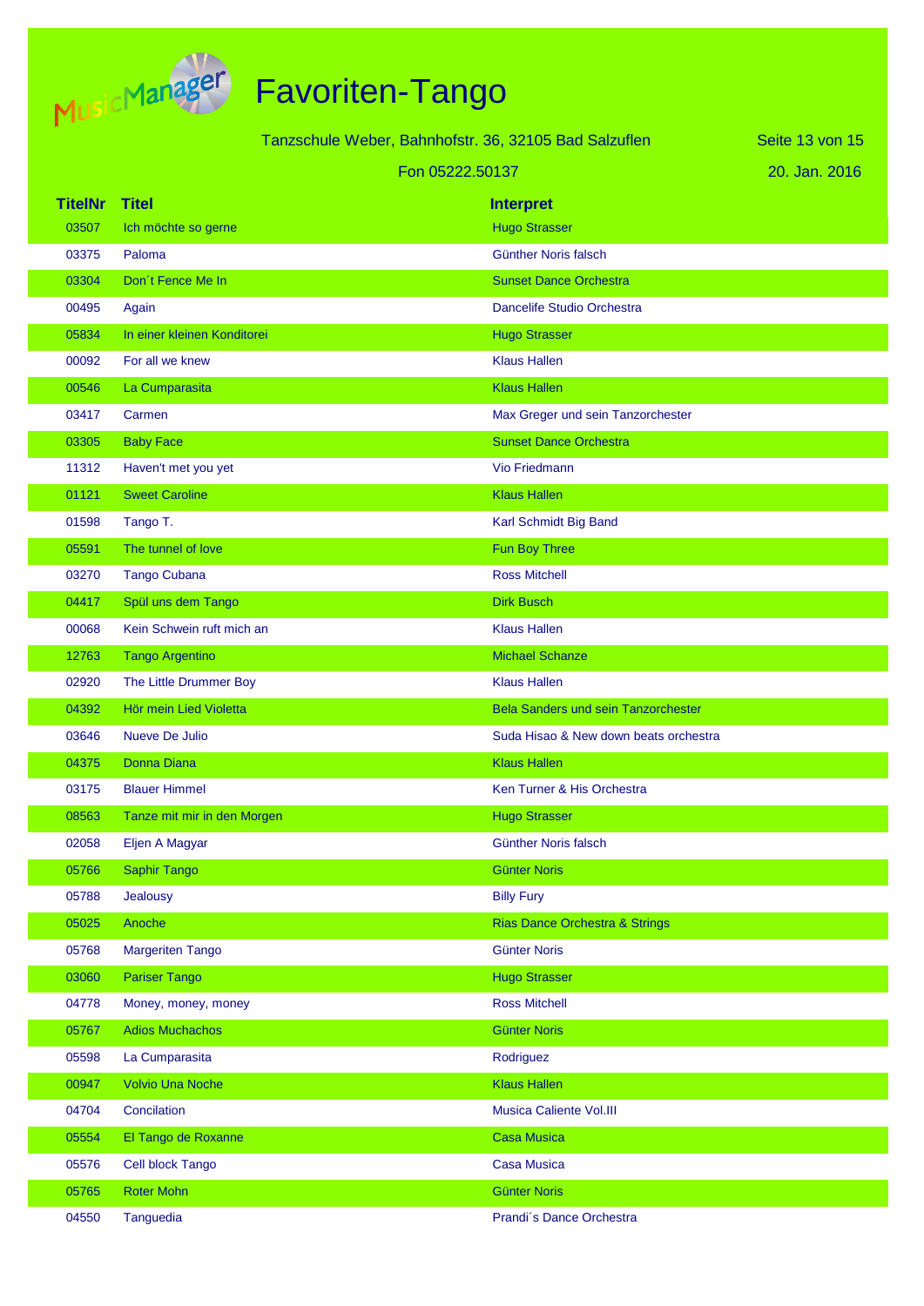# Favoriten-Tango

Tanzschule Weber, Bahnhofstr. 36, 32105 Bad Salzuflen

Fon 05222.50137

20. Jan. 2016

| TitelNr | Titel | Interpret |
|---|---|---|
| 03507 | Ich möchte so gerne | Hugo Strasser |
| 03375 | Paloma | Günther Noris falsch |
| 03304 | Don´t Fence Me In | Sunset Dance Orchestra |
| 00495 | Again | Dancelife Studio Orchestra |
| 05834 | In einer kleinen Konditorei | Hugo Strasser |
| 00092 | For all we knew | Klaus Hallen |
| 00546 | La Cumparasita | Klaus Hallen |
| 03417 | Carmen | Max Greger und sein Tanzorchester |
| 03305 | Baby Face | Sunset Dance Orchestra |
| 11312 | Haven't met you yet | Vio Friedmann |
| 01121 | Sweet Caroline | Klaus Hallen |
| 01598 | Tango T. | Karl Schmidt Big Band |
| 05591 | The tunnel of love | Fun Boy Three |
| 03270 | Tango Cubana | Ross Mitchell |
| 04417 | Spül uns dem Tango | Dirk Busch |
| 00068 | Kein Schwein ruft mich an | Klaus Hallen |
| 12763 | Tango Argentino | Michael Schanze |
| 02920 | The Little Drummer Boy | Klaus Hallen |
| 04392 | Hör mein Lied Violetta | Bela Sanders und sein Tanzorchester |
| 03646 | Nueve De Julio | Suda Hisao & New down beats orchestra |
| 04375 | Donna Diana | Klaus Hallen |
| 03175 | Blauer Himmel | Ken Turner & His Orchestra |
| 08563 | Tanze mit mir in den Morgen | Hugo Strasser |
| 02058 | Eljen A Magyar | Günther Noris falsch |
| 05766 | Saphir Tango | Günter Noris |
| 05788 | Jealousy | Billy Fury |
| 05025 | Anoche | Rias Dance Orchestra & Strings |
| 05768 | Margeriten Tango | Günter Noris |
| 03060 | Pariser Tango | Hugo Strasser |
| 04778 | Money, money, money | Ross Mitchell |
| 05767 | Adios Muchachos | Günter Noris |
| 05598 | La Cumparasita | Rodriguez |
| 00947 | Volvio Una Noche | Klaus Hallen |
| 04704 | Concilation | Musica Caliente Vol.III |
| 05554 | El Tango de Roxanne | Casa Musica |
| 05576 | Cell block Tango | Casa Musica |
| 05765 | Roter Mohn | Günter Noris |
| 04550 | Tanguedia | Prandi´s Dance Orchestra |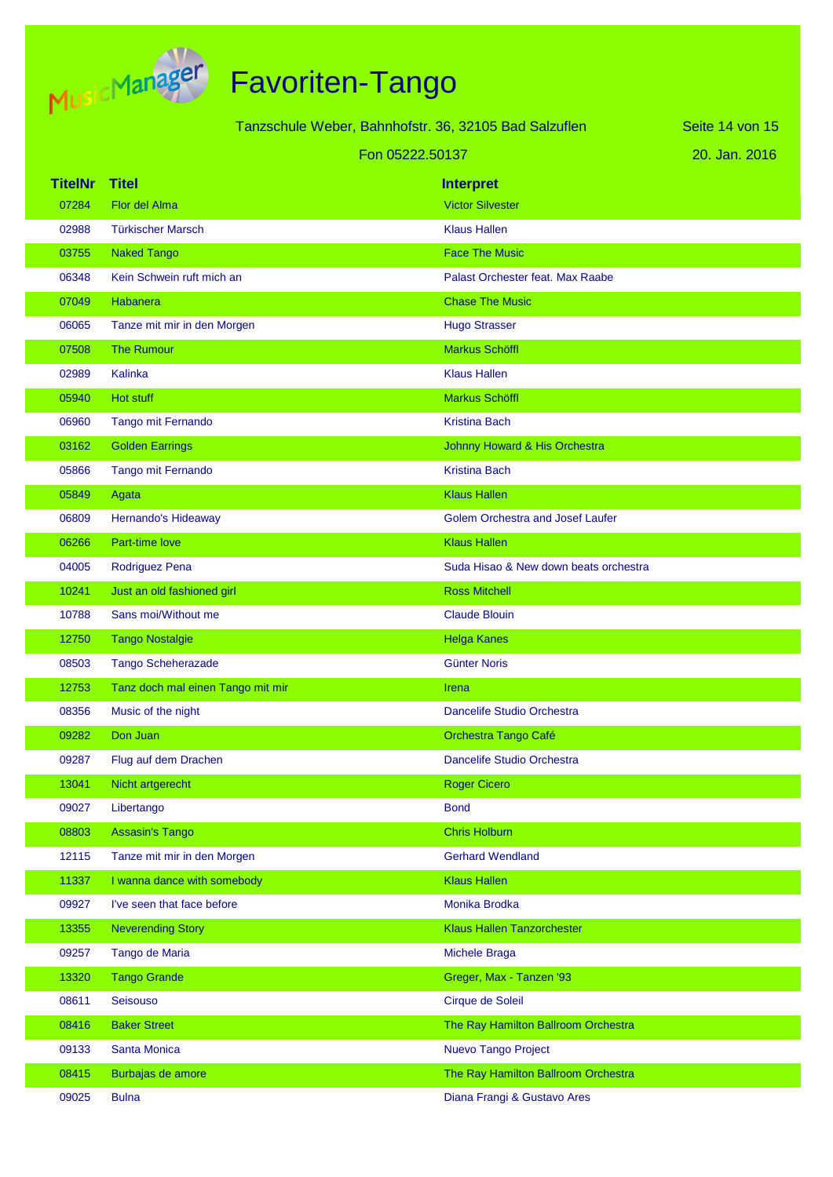# Favoriten-Tango

Tanzschule Weber, Bahnhofstr. 36, 32105 Bad Salzuflen

Fon 05222.50137

20. Jan. 2016

| TitelNr | Titel | Interpret |
|---|---|---|
| 07284 | Flor del Alma | Victor Silvester |
| 02988 | Türkischer Marsch | Klaus Hallen |
| 03755 | Naked Tango | Face The Music |
| 06348 | Kein Schwein ruft mich an | Palast Orchester feat. Max Raabe |
| 07049 | Habanera | Chase The Music |
| 06065 | Tanze mit mir in den Morgen | Hugo Strasser |
| 07508 | The Rumour | Markus Schöffl |
| 02989 | Kalinka | Klaus Hallen |
| 05940 | Hot stuff | Markus Schöffl |
| 06960 | Tango mit Fernando | Kristina Bach |
| 03162 | Golden Earrings | Johnny Howard & His Orchestra |
| 05866 | Tango mit Fernando | Kristina Bach |
| 05849 | Agata | Klaus Hallen |
| 06809 | Hernando's Hideaway | Golem Orchestra and Josef Laufer |
| 06266 | Part-time love | Klaus Hallen |
| 04005 | Rodriguez Pena | Suda Hisao & New down beats orchestra |
| 10241 | Just an old fashioned girl | Ross Mitchell |
| 10788 | Sans moi/Without me | Claude Blouin |
| 12750 | Tango Nostalgie | Helga Kanes |
| 08503 | Tango Scheherazade | Günter Noris |
| 12753 | Tanz doch mal einen Tango mit mir | Irena |
| 08356 | Music of the night | Dancelife Studio Orchestra |
| 09282 | Don Juan | Orchestra Tango Café |
| 09287 | Flug auf dem Drachen | Dancelife Studio Orchestra |
| 13041 | Nicht artgerecht | Roger Cicero |
| 09027 | Libertango | Bond |
| 08803 | Assasin's Tango | Chris Holburn |
| 12115 | Tanze mit mir in den Morgen | Gerhard Wendland |
| 11337 | I wanna dance with somebody | Klaus Hallen |
| 09927 | I've seen that face before | Monika Brodka |
| 13355 | Neverending Story | Klaus Hallen Tanzorchester |
| 09257 | Tango de Maria | Michele Braga |
| 13320 | Tango Grande | Greger, Max - Tanzen '93 |
| 08611 | Seisouso | Cirque de Soleil |
| 08416 | Baker Street | The Ray Hamilton Ballroom Orchestra |
| 09133 | Santa Monica | Nuevo Tango Project |
| 08415 | Burbajas de amore | The Ray Hamilton Ballroom Orchestra |
| 09025 | Bulna | Diana Frangi & Gustavo Ares |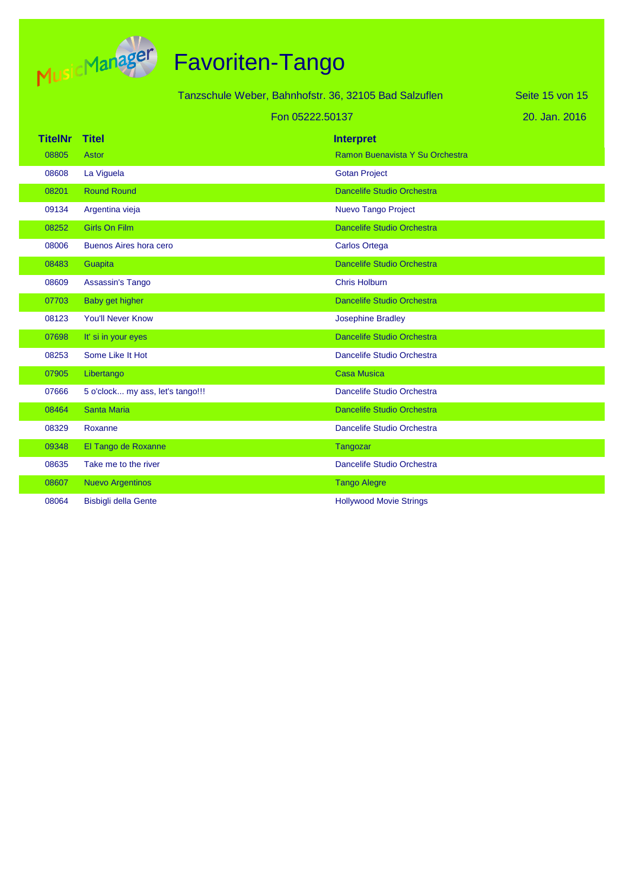# Favoriten-Tango

Tanzschule Weber, Bahnhofstr. 36, 32105 Bad Salzuflen

Fon 05222.50137

20. Jan. 2016

| TitelNr | Titel | Interpret |
|---|---|---|
| 08805 | Astor | Ramon Buenavista Y Su Orchestra |
| 08608 | La Viguela | Gotan Project |
| 08201 | Round Round | Dancelife Studio Orchestra |
| 09134 | Argentina vieja | Nuevo Tango Project |
| 08252 | Girls On Film | Dancelife Studio Orchestra |
| 08006 | Buenos Aires hora cero | Carlos Ortega |
| 08483 | Guapita | Dancelife Studio Orchestra |
| 08609 | Assassin's Tango | Chris Holburn |
| 07703 | Baby get higher | Dancelife Studio Orchestra |
| 08123 | You'll Never Know | Josephine Bradley |
| 07698 | It' si in your eyes | Dancelife Studio Orchestra |
| 08253 | Some Like It Hot | Dancelife Studio Orchestra |
| 07905 | Libertango | Casa Musica |
| 07666 | 5 o'clock... my ass, let's tango!!! | Dancelife Studio Orchestra |
| 08464 | Santa Maria | Dancelife Studio Orchestra |
| 08329 | Roxanne | Dancelife Studio Orchestra |
| 09348 | El Tango de Roxanne | Tangozar |
| 08635 | Take me to the river | Dancelife Studio Orchestra |
| 08607 | Nuevo Argentinos | Tango Alegre |
| 08064 | Bisbigli della Gente | Hollywood Movie Strings |